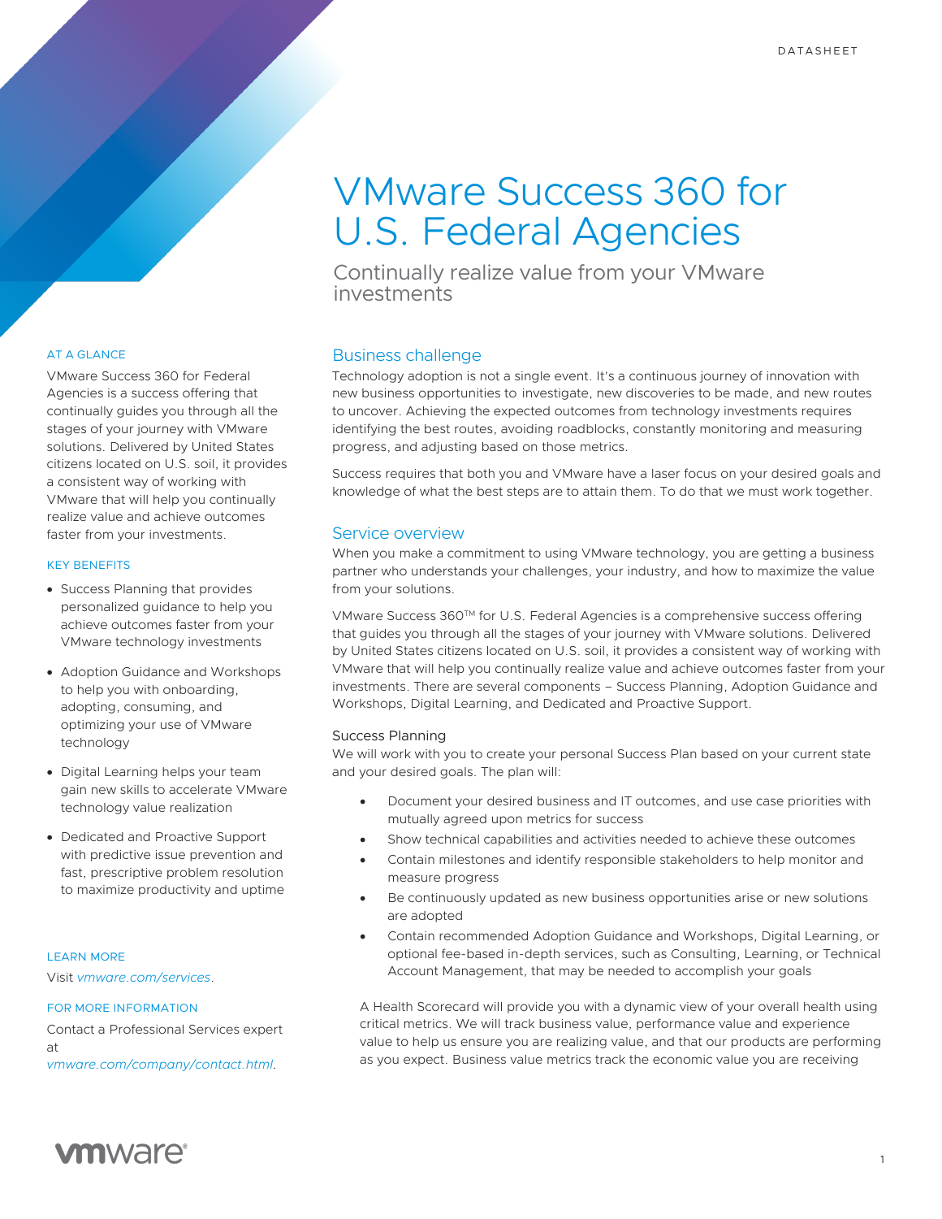DATASHEET

# VMware Success 360 for U.S. Federal Agencies

Continually realize value from your VMware investments

AT A GLANCE

VMware Success 360 for Federal Agencies is a success offering that continually guides you through all the stages of your journey with VMware solutions. Delivered by United States citizens located on U.S. soil, it provides a consistent way of working with VMware that will help you continually realize value and achieve outcomes faster from your investments.

KEY BENEFITS

- Success Planning that provides personalized guidance to help you achieve outcomes faster from your VMware technology investments
- Adoption Guidance and Workshops to help you with onboarding, adopting, consuming, and optimizing your use of VMware technology
- Digital Learning helps your team gain new skills to accelerate VMware technology value realization
- Dedicated and Proactive Support with predictive issue prevention and fast, prescriptive problem resolution to maximize productivity and uptime

LEARN MORE

Visit *vmware.com/services*.

FOR MORE INFORMATION

Contact a Professional Services expert at *vmware.com/company/contact.html*.

## Business challenge

Technology adoption is not a single event. It's a continuous journey of innovation with new business opportunities to investigate, new discoveries to be made, and new routes to uncover. Achieving the expected outcomes from technology investments requires identifying the best routes, avoiding roadblocks, constantly monitoring and measuring progress, and adjusting based on those metrics.

Success requires that both you and VMware have a laser focus on your desired goals and knowledge of what the best steps are to attain them. To do that we must work together.

## Service overview

When you make a commitment to using VMware technology, you are getting a business partner who understands your challenges, your industry, and how to maximize the value from your solutions.

VMware Success 360™ for U.S. Federal Agencies is a comprehensive success offering that guides you through all the stages of your journey with VMware solutions. Delivered by United States citizens located on U.S. soil, it provides a consistent way of working with VMware that will help you continually realize value and achieve outcomes faster from your investments. There are several components – Success Planning, Adoption Guidance and Workshops, Digital Learning, and Dedicated and Proactive Support.

### Success Planning

We will work with you to create your personal Success Plan based on your current state and your desired goals. The plan will:

- Document your desired business and IT outcomes, and use case priorities with mutually agreed upon metrics for success
- Show technical capabilities and activities needed to achieve these outcomes
- Contain milestones and identify responsible stakeholders to help monitor and measure progress
- Be continuously updated as new business opportunities arise or new solutions are adopted
- Contain recommended Adoption Guidance and Workshops, Digital Learning, or optional fee-based in-depth services, such as Consulting, Learning, or Technical Account Management, that may be needed to accomplish your goals

A Health Scorecard will provide you with a dynamic view of your overall health using critical metrics. We will track business value, performance value and experience value to help us ensure you are realizing value, and that our products are performing as you expect. Business value metrics track the economic value you are receiving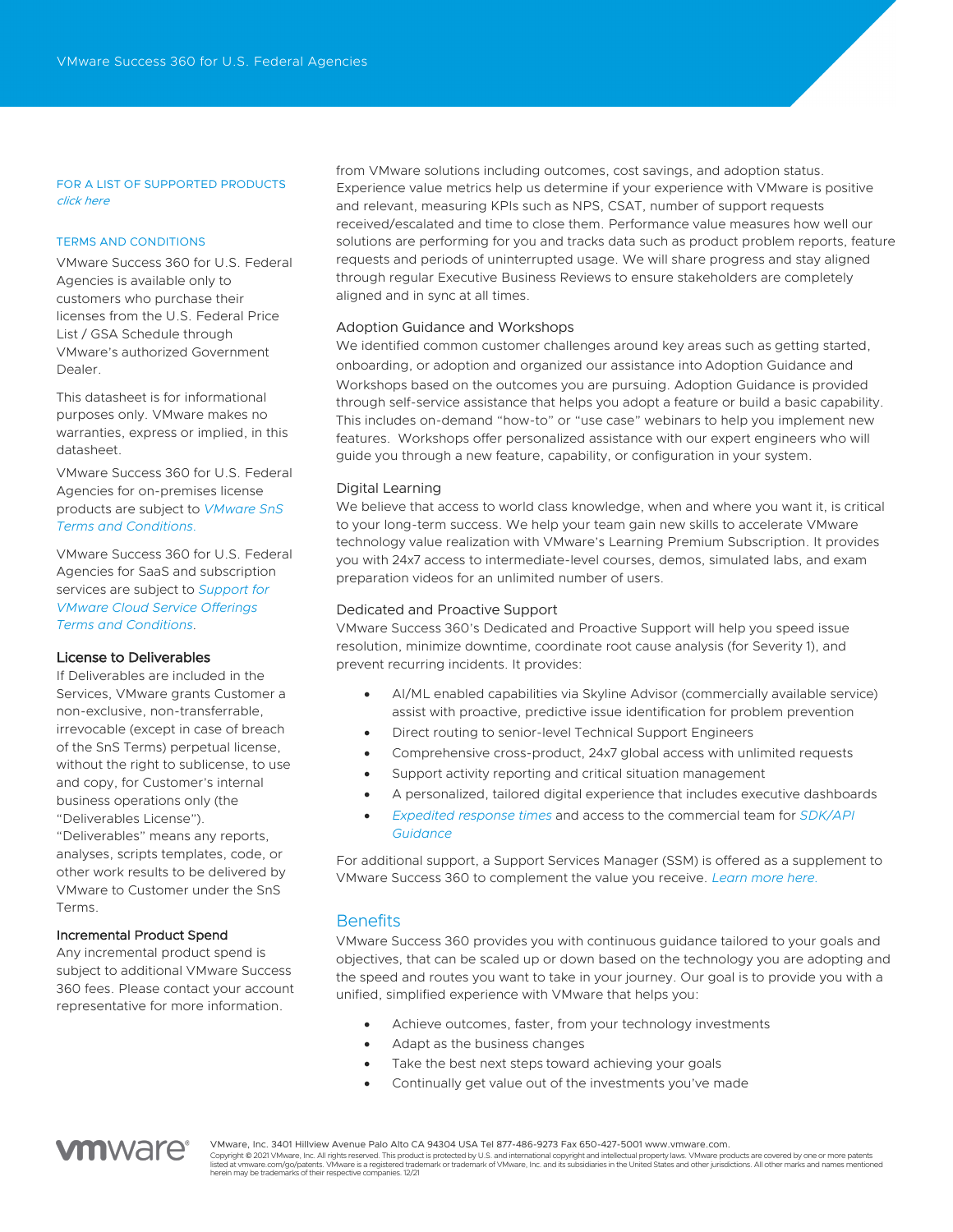FOR A LIST OF SUPPORTED PRODUCTS
*click here*

TERMS AND CONDITIONS

VMware Success 360 for U.S. Federal Agencies is available only to customers who purchase their licenses from the U.S. Federal Price List / GSA Schedule through VMware's authorized Government Dealer.

This datasheet is for informational purposes only. VMware makes no warranties, express or implied, in this datasheet.

VMware Success 360 for U.S. Federal Agencies for on-premises license products are subject to *VMware SnS Terms and Conditions*.

VMware Success 360 for U.S. Federal Agencies for SaaS and subscription services are subject to *Support for VMware Cloud Service Offerings Terms and Conditions*.

#### License to Deliverables

If Deliverables are included in the Services, VMware grants Customer a non-exclusive, non-transferrable, irrevocable (except in case of breach of the SnS Terms) perpetual license, without the right to sublicense, to use and copy, for Customer's internal business operations only (the "Deliverables License"). "Deliverables" means any reports, analyses, scripts templates, code, or other work results to be delivered by VMware to Customer under the SnS Terms.

#### Incremental Product Spend

Any incremental product spend is subject to additional VMware Success 360 fees. Please contact your account representative for more information.

from VMware solutions including outcomes, cost savings, and adoption status. Experience value metrics help us determine if your experience with VMware is positive and relevant, measuring KPIs such as NPS, CSAT, number of support requests received/escalated and time to close them. Performance value measures how well our solutions are performing for you and tracks data such as product problem reports, feature requests and periods of uninterrupted usage. We will share progress and stay aligned through regular Executive Business Reviews to ensure stakeholders are completely aligned and in sync at all times.

### Adoption Guidance and Workshops

We identified common customer challenges around key areas such as getting started, onboarding, or adoption and organized our assistance into Adoption Guidance and Workshops based on the outcomes you are pursuing. Adoption Guidance is provided through self-service assistance that helps you adopt a feature or build a basic capability. This includes on-demand "how-to" or "use case" webinars to help you implement new features. Workshops offer personalized assistance with our expert engineers who will guide you through a new feature, capability, or configuration in your system.

### Digital Learning

We believe that access to world class knowledge, when and where you want it, is critical to your long-term success. We help your team gain new skills to accelerate VMware technology value realization with VMware's Learning Premium Subscription. It provides you with 24x7 access to intermediate-level courses, demos, simulated labs, and exam preparation videos for an unlimited number of users.

### Dedicated and Proactive Support

VMware Success 360's Dedicated and Proactive Support will help you speed issue resolution, minimize downtime, coordinate root cause analysis (for Severity 1), and prevent recurring incidents. It provides:

- AI/ML enabled capabilities via Skyline Advisor (commercially available service) assist with proactive, predictive issue identification for problem prevention
- Direct routing to senior-level Technical Support Engineers
- Comprehensive cross-product, 24x7 global access with unlimited requests
- Support activity reporting and critical situation management
- A personalized, tailored digital experience that includes executive dashboards
- *Expedited response times* and access to the commercial team for *SDK/API Guidance*

For additional support, a Support Services Manager (SSM) is offered as a supplement to VMware Success 360 to complement the value you receive. *Learn more here.*

## Benefits

VMware Success 360 provides you with continuous guidance tailored to your goals and objectives, that can be scaled up or down based on the technology you are adopting and the speed and routes you want to take in your journey. Our goal is to provide you with a unified, simplified experience with VMware that helps you:

- Achieve outcomes, faster, from your technology investments
- Adapt as the business changes
- Take the best next steps toward achieving your goals
- Continually get value out of the investments you've made